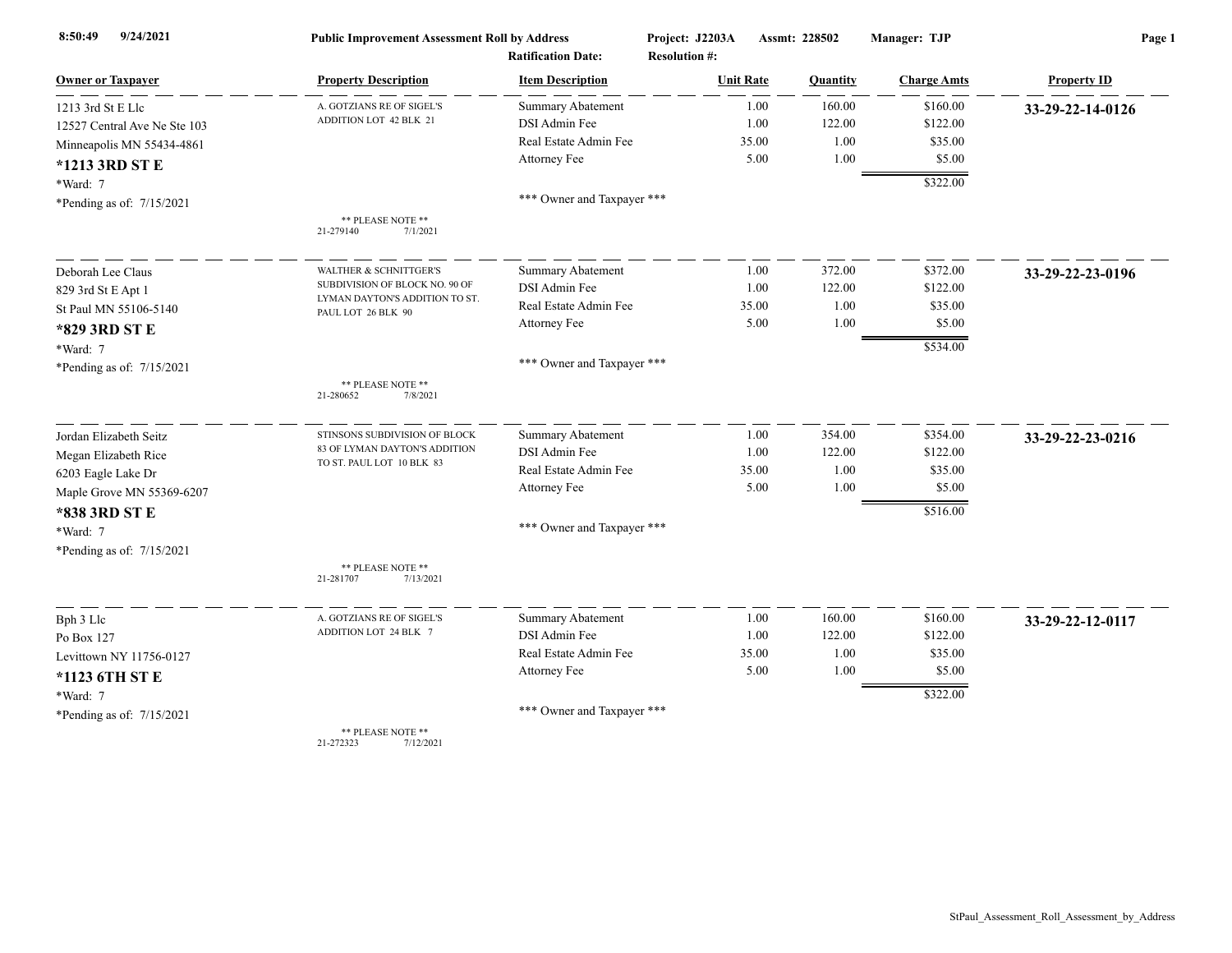**Public Improvement Assessment Roll by Address**

8:50:49 9/24/2021

Project: J2203A Assmt: 228502 Manager: TJP

Ratification Date: Resolution #:

| Owner or Taxpayer | Property Description | Item Description | Unit Rate | Quantity | Charge Amts | Property ID |
|---|---|---|---|---|---|---|
| 1213 3rd St E Llc<br>12527 Central Ave Ne Ste 103<br>Minneapolis MN 55434-4861<br>**\*1213 3RD ST E**<br>\*Ward: 7<br>\*Pending as of: 7/15/2021 | A. GOTZIANS RE OF SIGEL'S ADDITION LOT 42 BLK 21<br>** PLEASE NOTE **<br>21-279140 7/1/2021 | Summary Abatement | 1.00 | 160.00 | $160.00 | **33-29-22-14-0126** |
| | | DSI Admin Fee | 1.00 | 122.00 | $122.00 | |
| | | Real Estate Admin Fee | 35.00 | 1.00 | $35.00 | |
| | | Attorney Fee | 5.00 | 1.00 | $5.00 | |
| | | | | | $322.00 | |
| | | \*\*\* Owner and Taxpayer \*\*\* | | | | |
| Deborah Lee Claus<br>829 3rd St E Apt 1<br>St Paul MN 55106-5140<br>**\*829 3RD ST E**<br>\*Ward: 7<br>\*Pending as of: 7/15/2021 | WALTHER & SCHNITTGER'S SUBDIVISION OF BLOCK NO. 90 OF LYMAN DAYTON'S ADDITION TO ST. PAUL LOT 26 BLK 90<br>** PLEASE NOTE **<br>21-280652 7/8/2021 | Summary Abatement | 1.00 | 372.00 | $372.00 | **33-29-22-23-0196** |
| | | DSI Admin Fee | 1.00 | 122.00 | $122.00 | |
| | | Real Estate Admin Fee | 35.00 | 1.00 | $35.00 | |
| | | Attorney Fee | 5.00 | 1.00 | $5.00 | |
| | | | | | $534.00 | |
| | | \*\*\* Owner and Taxpayer \*\*\* | | | | |
| Jordan Elizabeth Seitz<br>Megan Elizabeth Rice<br>6203 Eagle Lake Dr<br>Maple Grove MN 55369-6207<br>**\*838 3RD ST E**<br>\*Ward: 7<br>\*Pending as of: 7/15/2021 | STINSONS SUBDIVISION OF BLOCK 83 OF LYMAN DAYTON'S ADDITION TO ST. PAUL LOT 10 BLK 83<br>** PLEASE NOTE **<br>21-281707 7/13/2021 | Summary Abatement | 1.00 | 354.00 | $354.00 | **33-29-22-23-0216** |
| | | DSI Admin Fee | 1.00 | 122.00 | $122.00 | |
| | | Real Estate Admin Fee | 35.00 | 1.00 | $35.00 | |
| | | Attorney Fee | 5.00 | 1.00 | $5.00 | |
| | | | | | $516.00 | |
| | | \*\*\* Owner and Taxpayer \*\*\* | | | | |
| Bph 3 Llc<br>Po Box 127<br>Levittown NY 11756-0127<br>**\*1123 6TH ST E**<br>\*Ward: 7<br>\*Pending as of: 7/15/2021 | A. GOTZIANS RE OF SIGEL'S ADDITION LOT 24 BLK 7<br>** PLEASE NOTE **<br>21-272323 7/12/2021 | Summary Abatement | 1.00 | 160.00 | $160.00 | **33-29-22-12-0117** |
| | | DSI Admin Fee | 1.00 | 122.00 | $122.00 | |
| | | Real Estate Admin Fee | 35.00 | 1.00 | $35.00 | |
| | | Attorney Fee | 5.00 | 1.00 | $5.00 | |
| | | | | | $322.00 | |
| | | \*\*\* Owner and Taxpayer \*\*\* | | | | |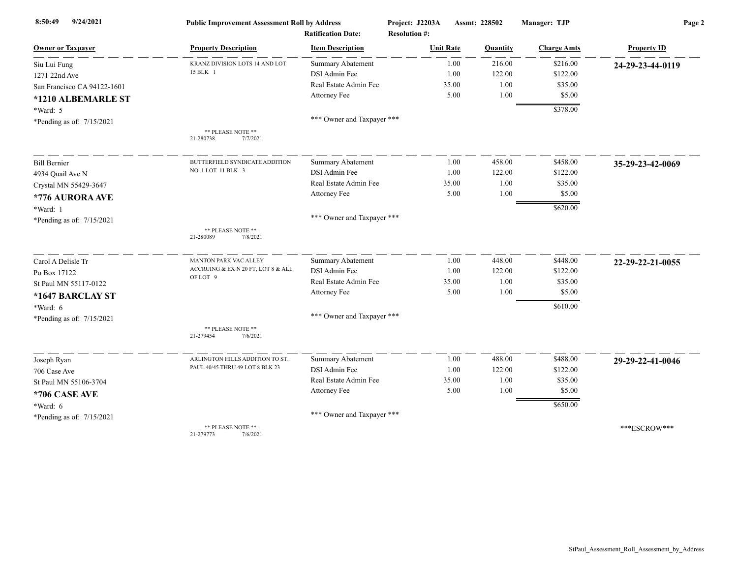**Public Improvement Assessment Roll by Address**

Project: J2203A | Assmt: 228502 | Manager: TJP

Ratification Date: | Resolution #:

| Owner or Taxpayer | Property Description | Item Description | Unit Rate | Quantity | Charge Amts | Property ID |
|---|---|---|---|---|---|---|
| Siu Lui Fung | KRANZ DIVISION LOTS 14 AND LOT 15 BLK 1 | Summary Abatement | 1.00 | 216.00 | $216.00 | **24-29-23-44-0119** |
| 1271 22nd Ave | | DSI Admin Fee | 1.00 | 122.00 | $122.00 | |
| San Francisco CA 94122-1601 | | Real Estate Admin Fee | 35.00 | 1.00 | $35.00 | |
| **\*1210 ALBEMARLE ST** | | Attorney Fee | 5.00 | 1.00 | $5.00 | |
| \*Ward: 5 | | | | | $378.00 | |
| \*Pending as of: 7/15/2021 | | \*\*\* Owner and Taxpayer \*\*\* | | | | |
| | \*\* PLEASE NOTE \*\* 21-280738 7/7/2021 | | | | | |
| Bill Bernier | BUTTERFIELD SYNDICATE ADDITION NO. 1 LOT 11 BLK 3 | Summary Abatement | 1.00 | 458.00 | $458.00 | **35-29-23-42-0069** |
| 4934 Quail Ave N | | DSI Admin Fee | 1.00 | 122.00 | $122.00 | |
| Crystal MN 55429-3647 | | Real Estate Admin Fee | 35.00 | 1.00 | $35.00 | |
| **\*776 AURORA AVE** | | Attorney Fee | 5.00 | 1.00 | $5.00 | |
| \*Ward: 1 | | | | | $620.00 | |
| \*Pending as of: 7/15/2021 | | \*\*\* Owner and Taxpayer \*\*\* | | | | |
| | \*\* PLEASE NOTE \*\* 21-280089 7/8/2021 | | | | | |
| Carol A Delisle Tr | MANTON PARK VAC ALLEY ACCRUING & EX N 20 FT, LOT 8 & ALL OF LOT 9 | Summary Abatement | 1.00 | 448.00 | $448.00 | **22-29-22-21-0055** |
| Po Box 17122 | | DSI Admin Fee | 1.00 | 122.00 | $122.00 | |
| St Paul MN 55117-0122 | | Real Estate Admin Fee | 35.00 | 1.00 | $35.00 | |
| **\*1647 BARCLAY ST** | | Attorney Fee | 5.00 | 1.00 | $5.00 | |
| \*Ward: 6 | | | | | $610.00 | |
| \*Pending as of: 7/15/2021 | | \*\*\* Owner and Taxpayer \*\*\* | | | | |
| | \*\* PLEASE NOTE \*\* 21-279454 7/6/2021 | | | | | |
| Joseph Ryan | ARLINGTON HILLS ADDITION TO ST. PAUL 40/45 THRU 49 LOT 8 BLK 23 | Summary Abatement | 1.00 | 488.00 | $488.00 | **29-29-22-41-0046** |
| 706 Case Ave | | DSI Admin Fee | 1.00 | 122.00 | $122.00 | |
| St Paul MN 55106-3704 | | Real Estate Admin Fee | 35.00 | 1.00 | $35.00 | |
| **\*706 CASE AVE** | | Attorney Fee | 5.00 | 1.00 | $5.00 | |
| \*Ward: 6 | | | | | $650.00 | |
| \*Pending as of: 7/15/2021 | | \*\*\* Owner and Taxpayer \*\*\* | | | | \*\*\*ESCROW\*\*\* |
| | \*\* PLEASE NOTE \*\* 21-279773 7/6/2021 | | | | | |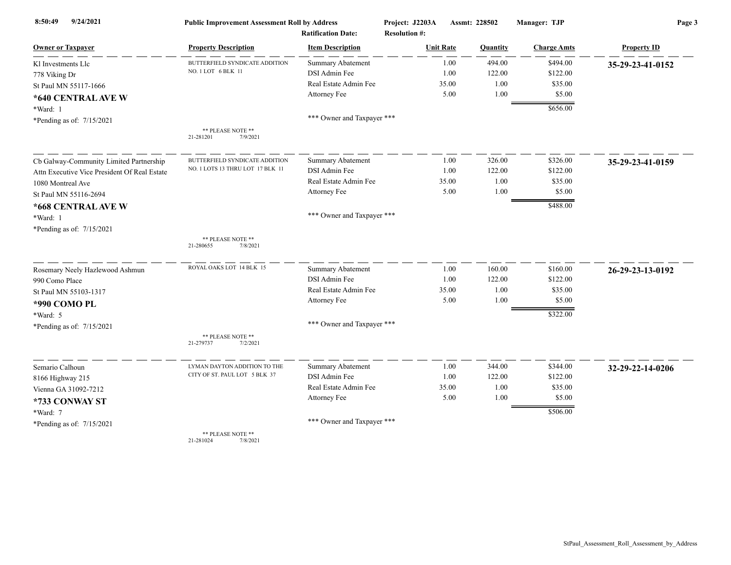8:50:49 9/24/2021 **Public Improvement Assessment Roll by Address** Project: J2203A Assmt: 228502 Manager: TJP

Ratification Date: Resolution #:

| Owner or Taxpayer | Property Description | Item Description | Unit Rate | Quantity | Charge Amts | Property ID |
|---|---|---|---|---|---|---|
| Kl Investments Llc<br>778 Viking Dr<br>St Paul MN 55117-1666<br>**\*640 CENTRAL AVE W**<br>\*Ward: 1<br>\*Pending as of: 7/15/2021 | BUTTERFIELD SYNDICATE ADDITION NO. 1 LOT 6 BLK 11<br>\*\* PLEASE NOTE \*\*<br>21-281201 7/9/2021 | Summary Abatement<br>DSI Admin Fee<br>Real Estate Admin Fee<br>Attorney Fee<br><br>\*\*\* Owner and Taxpayer \*\*\* | 1.00<br>1.00<br>35.00<br>5.00 | 494.00<br>122.00<br>1.00<br>1.00 | $494.00<br>$122.00<br>$35.00<br>$5.00<br>$656.00 | **35-29-23-41-0152** |
| Cb Galway-Community Limited Partnership<br>Attn Executive Vice President Of Real Estate<br>1080 Montreal Ave<br>St Paul MN 55116-2694<br>**\*668 CENTRAL AVE W**<br>\*Ward: 1<br>\*Pending as of: 7/15/2021 | BUTTERFIELD SYNDICATE ADDITION NO. 1 LOTS 13 THRU LOT 17 BLK 11<br>\*\* PLEASE NOTE \*\*<br>21-280655 7/8/2021 | Summary Abatement<br>DSI Admin Fee<br>Real Estate Admin Fee<br>Attorney Fee<br><br>\*\*\* Owner and Taxpayer \*\*\* | 1.00<br>1.00<br>35.00<br>5.00 | 326.00<br>122.00<br>1.00<br>1.00 | $326.00<br>$122.00<br>$35.00<br>$5.00<br>$488.00 | **35-29-23-41-0159** |
| Rosemary Neely Hazlewood Ashmun<br>990 Como Place<br>St Paul MN 55103-1317<br>**\*990 COMO PL**<br>\*Ward: 5<br>\*Pending as of: 7/15/2021 | ROYAL OAKS LOT 14 BLK 15<br>\*\* PLEASE NOTE \*\*<br>21-279737 7/2/2021 | Summary Abatement<br>DSI Admin Fee<br>Real Estate Admin Fee<br>Attorney Fee<br><br>\*\*\* Owner and Taxpayer \*\*\* | 1.00<br>1.00<br>35.00<br>5.00 | 160.00<br>122.00<br>1.00<br>1.00 | $160.00<br>$122.00<br>$35.00<br>$5.00<br>$322.00 | **26-29-23-13-0192** |
| Semario Calhoun<br>8166 Highway 215<br>Vienna GA 31092-7212<br>**\*733 CONWAY ST**<br>\*Ward: 7<br>\*Pending as of: 7/15/2021 | LYMAN DAYTON ADDITION TO THE CITY OF ST. PAUL LOT 5 BLK 37<br>\*\* PLEASE NOTE \*\*<br>21-281024 7/8/2021 | Summary Abatement<br>DSI Admin Fee<br>Real Estate Admin Fee<br>Attorney Fee<br><br>\*\*\* Owner and Taxpayer \*\*\* | 1.00<br>1.00<br>35.00<br>5.00 | 344.00<br>122.00<br>1.00<br>1.00 | $344.00<br>$122.00<br>$35.00<br>$5.00<br>$506.00 | **32-29-22-14-0206** |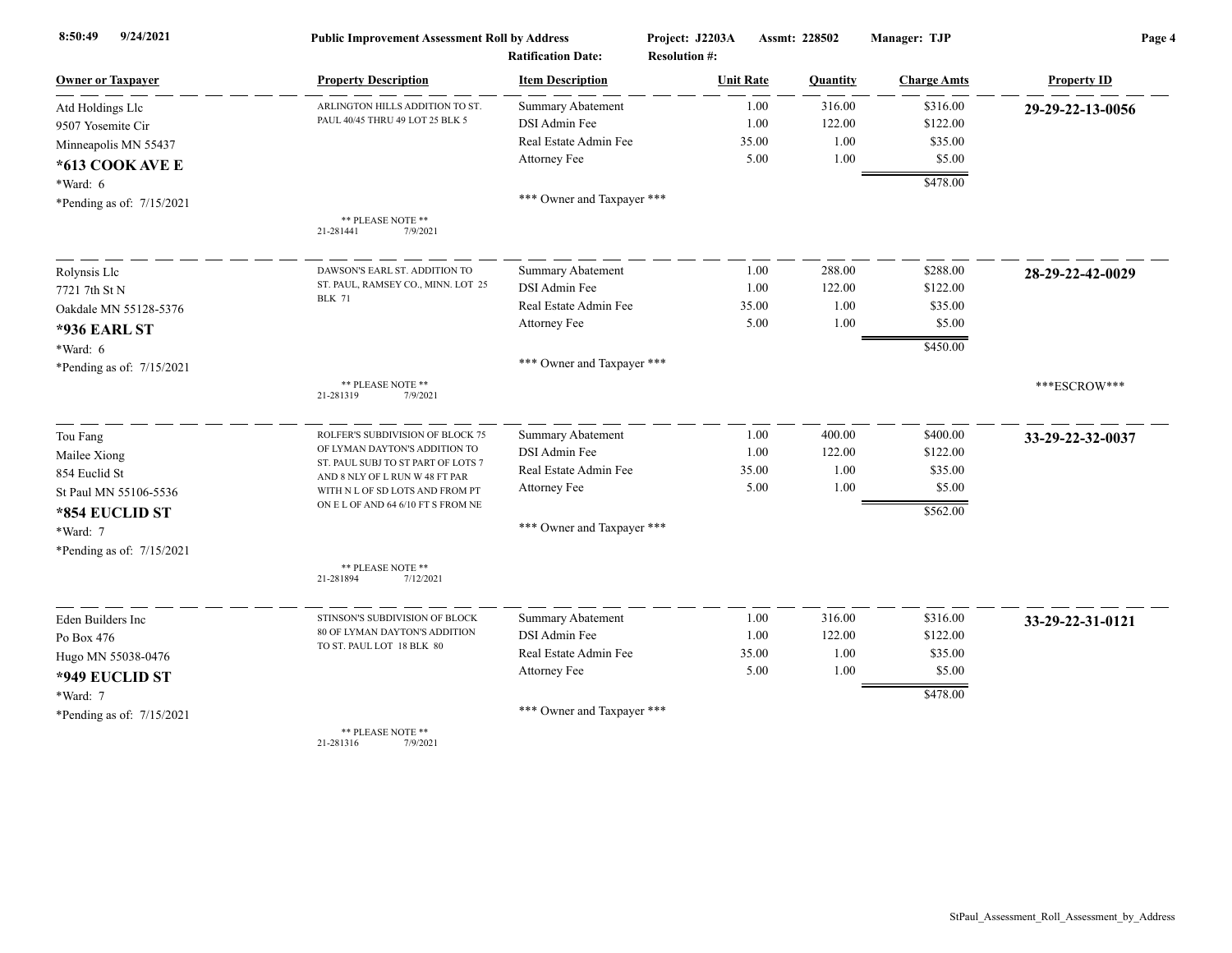**Public Improvement Assessment Roll by Address**

Project: J2203A Assmt: 228502 Manager: TJP

Ratification Date: Resolution #:

| Owner or Taxpayer | Property Description | Item Description | Unit Rate | Quantity | Charge Amts | Property ID |
|---|---|---|---|---|---|---|
| Atd Holdings Llc<br>9507 Yosemite Cir<br>Minneapolis MN 55437<br>**\*613 COOK AVE E**<br>\*Ward: 6<br>\*Pending as of: 7/15/2021 | ARLINGTON HILLS ADDITION TO ST. PAUL 40/45 THRU 49 LOT 25 BLK 5<br>** PLEASE NOTE **<br>21-281441 7/9/2021 | Summary Abatement<br>DSI Admin Fee<br>Real Estate Admin Fee<br>Attorney Fee<br>*** Owner and Taxpayer *** | 1.00<br>1.00<br>35.00<br>5.00 | 316.00<br>122.00<br>1.00<br>1.00 | $316.00<br>$122.00<br>$35.00<br>$5.00<br>$478.00 | **29-29-22-13-0056** |
| Rolynsis Llc<br>7721 7th St N<br>Oakdale MN 55128-5376<br>**\*936 EARL ST**<br>\*Ward: 6<br>\*Pending as of: 7/15/2021 | DAWSON'S EARL ST. ADDITION TO ST. PAUL, RAMSEY CO., MINN. LOT 25 BLK 71<br>** PLEASE NOTE **<br>21-281319 7/9/2021 | Summary Abatement<br>DSI Admin Fee<br>Real Estate Admin Fee<br>Attorney Fee<br>*** Owner and Taxpayer *** | 1.00<br>1.00<br>35.00<br>5.00 | 288.00<br>122.00<br>1.00<br>1.00 | $288.00<br>$122.00<br>$35.00<br>$5.00<br>$450.00 | **28-29-22-42-0029**<br>***ESCROW*** |
| Tou Fang<br>Mailee Xiong<br>854 Euclid St<br>St Paul MN 55106-5536<br>**\*854 EUCLID ST**<br>\*Ward: 7<br>\*Pending as of: 7/15/2021 | ROLFER'S SUBDIVISION OF BLOCK 75 OF LYMAN DAYTON'S ADDITION TO ST. PAUL SUBJ TO ST PART OF LOTS 7 AND 8 NLY OF L RUN W 48 FT PAR WITH N L OF SD LOTS AND FROM PT ON E L OF AND 64 6/10 FT S FROM NE<br>** PLEASE NOTE **<br>21-281894 7/12/2021 | Summary Abatement<br>DSI Admin Fee<br>Real Estate Admin Fee<br>Attorney Fee<br>*** Owner and Taxpayer *** | 1.00<br>1.00<br>35.00<br>5.00 | 400.00<br>122.00<br>1.00<br>1.00 | $400.00<br>$122.00<br>$35.00<br>$5.00<br>$562.00 | **33-29-22-32-0037** |
| Eden Builders Inc<br>Po Box 476<br>Hugo MN 55038-0476<br>**\*949 EUCLID ST**<br>\*Ward: 7<br>\*Pending as of: 7/15/2021 | STINSON'S SUBDIVISION OF BLOCK 80 OF LYMAN DAYTON'S ADDITION TO ST. PAUL LOT 18 BLK 80<br>** PLEASE NOTE **<br>21-281316 7/9/2021 | Summary Abatement<br>DSI Admin Fee<br>Real Estate Admin Fee<br>Attorney Fee<br>*** Owner and Taxpayer *** | 1.00<br>1.00<br>35.00<br>5.00 | 316.00<br>122.00<br>1.00<br>1.00 | $316.00<br>$122.00<br>$35.00<br>$5.00<br>$478.00 | **33-29-22-31-0121** |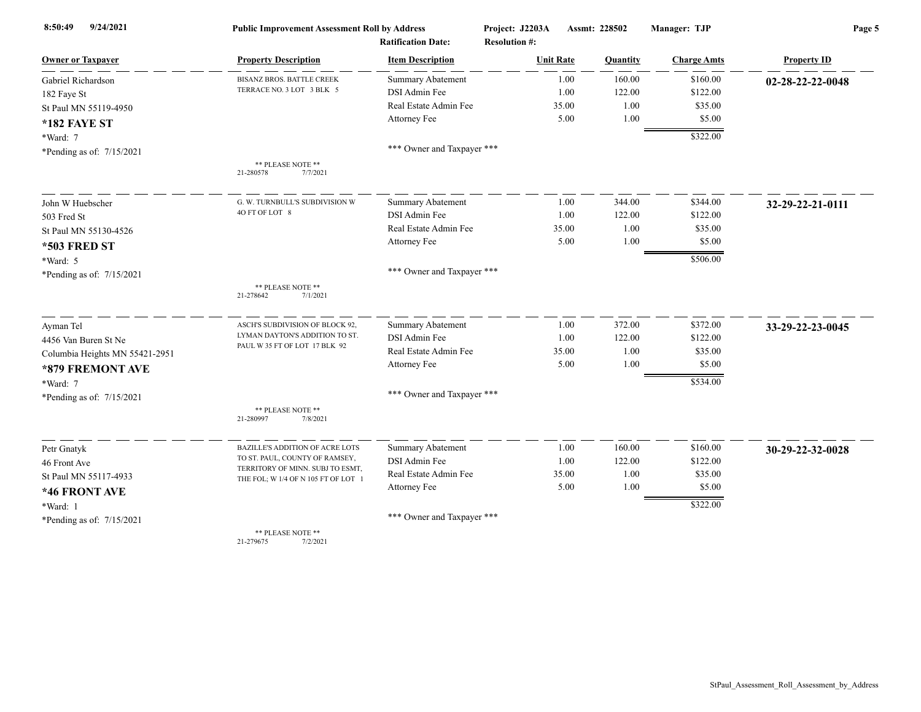**Public Improvement Assessment Roll by Address**

Project: J2203A  Assmt: 228502  Manager: TJP

Ratification Date:  Resolution #:

| Owner or Taxpayer | Property Description | Item Description | Unit Rate | Quantity | Charge Amts | Property ID |
|---|---|---|---|---|---|---|
| Gabriel Richardson<br>182 Faye St<br>St Paul MN 55119-4950<br>**\*182 FAYE ST**<br>\*Ward: 7<br>\*Pending as of: 7/15/2021 | BISANZ BROS. BATTLE CREEK TERRACE NO. 3 LOT 3 BLK 5<br>** PLEASE NOTE **<br>21-280578 7/7/2021 | Summary Abatement<br>DSI Admin Fee<br>Real Estate Admin Fee<br>Attorney Fee<br>\*\*\* Owner and Taxpayer \*\*\* | 1.00<br>1.00<br>35.00<br>5.00 | 160.00<br>122.00<br>1.00<br>1.00 | $160.00<br>$122.00<br>$35.00<br>$5.00<br>$322.00 | **02-28-22-22-0048** |
| John W Huebscher<br>503 Fred St<br>St Paul MN 55130-4526<br>**\*503 FRED ST**<br>\*Ward: 5<br>\*Pending as of: 7/15/2021 | G. W. TURNBULL'S SUBDIVISION W 4O FT OF LOT 8<br>** PLEASE NOTE **<br>21-278642 7/1/2021 | Summary Abatement<br>DSI Admin Fee<br>Real Estate Admin Fee<br>Attorney Fee<br>\*\*\* Owner and Taxpayer \*\*\* | 1.00<br>1.00<br>35.00<br>5.00 | 344.00<br>122.00<br>1.00<br>1.00 | $344.00<br>$122.00<br>$35.00<br>$5.00<br>$506.00 | **32-29-22-21-0111** |
| Ayman Tel<br>4456 Van Buren St Ne<br>Columbia Heights MN 55421-2951<br>**\*879 FREMONT AVE**<br>\*Ward: 7<br>\*Pending as of: 7/15/2021 | ASCH'S SUBDIVISION OF BLOCK 92, LYMAN DAYTON'S ADDITION TO ST. PAUL W 35 FT OF LOT 17 BLK 92<br>** PLEASE NOTE **<br>21-280997 7/8/2021 | Summary Abatement<br>DSI Admin Fee<br>Real Estate Admin Fee<br>Attorney Fee<br>\*\*\* Owner and Taxpayer \*\*\* | 1.00<br>1.00<br>35.00<br>5.00 | 372.00<br>122.00<br>1.00<br>1.00 | $372.00<br>$122.00<br>$35.00<br>$5.00<br>$534.00 | **33-29-22-23-0045** |
| Petr Gnatyk<br>46 Front Ave<br>St Paul MN 55117-4933<br>**\*46 FRONT AVE**<br>\*Ward: 1<br>\*Pending as of: 7/15/2021 | BAZILLE'S ADDITION OF ACRE LOTS TO ST. PAUL, COUNTY OF RAMSEY, TERRITORY OF MINN. SUBJ TO ESMT, THE FOL; W 1/4 OF N 105 FT OF LOT 1<br>** PLEASE NOTE **<br>21-279675 7/2/2021 | Summary Abatement<br>DSI Admin Fee<br>Real Estate Admin Fee<br>Attorney Fee<br>\*\*\* Owner and Taxpayer \*\*\* | 1.00<br>1.00<br>35.00<br>5.00 | 160.00<br>122.00<br>1.00<br>1.00 | $160.00<br>$122.00<br>$35.00<br>$5.00<br>$322.00 | **30-29-22-32-0028** |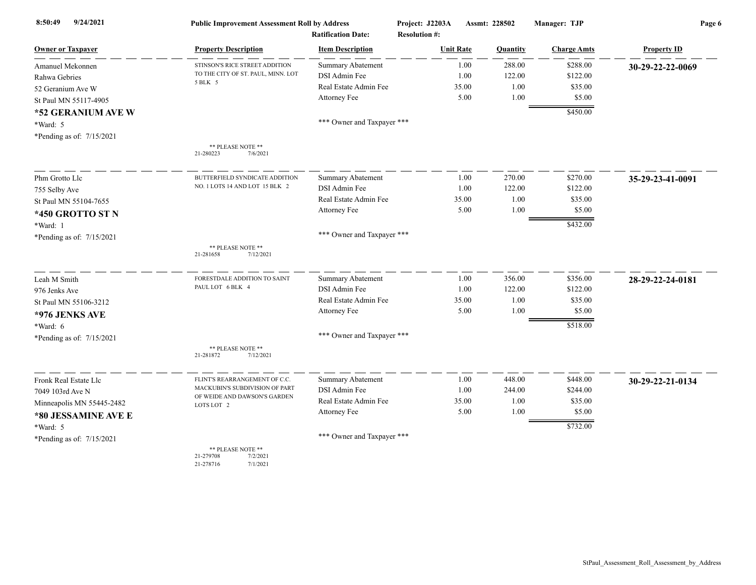**Public Improvement Assessment Roll by Address** — Project: J2203A — Assmt: 228502 — Manager: TJP

Ratification Date: — Resolution #:

| Owner or Taxpayer | Property Description | Item Description | Unit Rate | Quantity | Charge Amts | Property ID |
|---|---|---|---|---|---|---|
| Amanuel Mekonnen<br>Rahwa Gebries<br>52 Geranium Ave W<br>St Paul MN 55117-4905<br>**\*52 GERANIUM AVE W**<br>\*Ward: 5<br>\*Pending as of: 7/15/2021 | STINSON'S RICE STREET ADDITION TO THE CITY OF ST. PAUL, MINN. LOT 5 BLK 5<br>** PLEASE NOTE **<br>21-280223 7/6/2021 | Summary Abatement<br>DSI Admin Fee<br>Real Estate Admin Fee<br>Attorney Fee<br>*** Owner and Taxpayer *** | 1.00<br>1.00<br>35.00<br>5.00 | 288.00<br>122.00<br>1.00<br>1.00 | $288.00<br>$122.00<br>$35.00<br>$5.00<br>**$450.00** | **30-29-22-22-0069** |
| Phm Grotto Llc<br>755 Selby Ave<br>St Paul MN 55104-7655<br>**\*450 GROTTO ST N**<br>\*Ward: 1<br>\*Pending as of: 7/15/2021 | BUTTERFIELD SYNDICATE ADDITION NO. 1 LOTS 14 AND LOT 15 BLK 2<br>** PLEASE NOTE **<br>21-281658 7/12/2021 | Summary Abatement<br>DSI Admin Fee<br>Real Estate Admin Fee<br>Attorney Fee<br>*** Owner and Taxpayer *** | 1.00<br>1.00<br>35.00<br>5.00 | 270.00<br>122.00<br>1.00<br>1.00 | $270.00<br>$122.00<br>$35.00<br>$5.00<br>**$432.00** | **35-29-23-41-0091** |
| Leah M Smith<br>976 Jenks Ave<br>St Paul MN 55106-3212<br>**\*976 JENKS AVE**<br>\*Ward: 6<br>\*Pending as of: 7/15/2021 | FORESTDALE ADDITION TO SAINT PAUL LOT 6 BLK 4<br>** PLEASE NOTE **<br>21-281872 7/12/2021 | Summary Abatement<br>DSI Admin Fee<br>Real Estate Admin Fee<br>Attorney Fee<br>*** Owner and Taxpayer *** | 1.00<br>1.00<br>35.00<br>5.00 | 356.00<br>122.00<br>1.00<br>1.00 | $356.00<br>$122.00<br>$35.00<br>$5.00<br>**$518.00** | **28-29-22-24-0181** |
| Fronk Real Estate Llc<br>7049 103rd Ave N<br>Minneapolis MN 55445-2482<br>**\*80 JESSAMINE AVE E**<br>\*Ward: 5<br>\*Pending as of: 7/15/2021 | FLINT'S REARRANGEMENT OF C.C. MACKUBIN'S SUBDIVISION OF PART OF WEIDE AND DAWSON'S GARDEN LOTS LOT 2<br>** PLEASE NOTE **<br>21-279708 7/2/2021<br>21-278716 7/1/2021 | Summary Abatement<br>DSI Admin Fee<br>Real Estate Admin Fee<br>Attorney Fee<br>*** Owner and Taxpayer *** | 1.00<br>1.00<br>35.00<br>5.00 | 448.00<br>244.00<br>1.00<br>1.00 | $448.00<br>$244.00<br>$35.00<br>$5.00<br>**$732.00** | **30-29-22-21-0134** |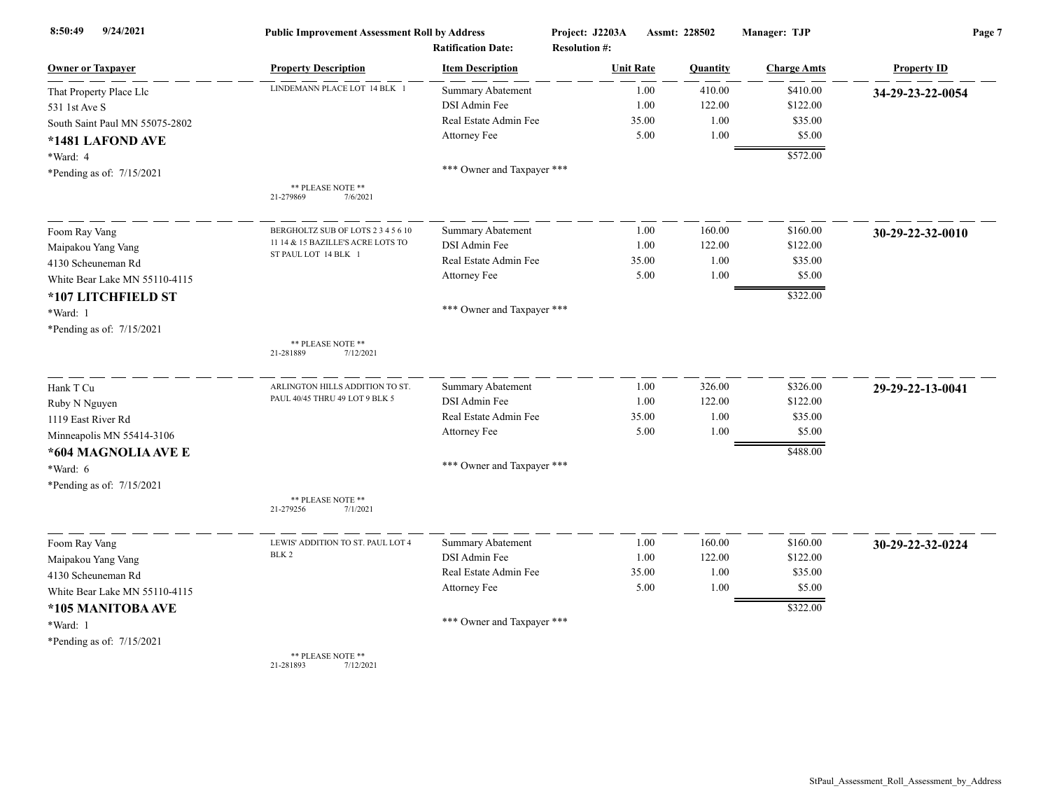**Public Improvement Assessment Roll by Address**

Project: J2203A Assmt: 228502 Manager: TJP

Ratification Date: Resolution #:

| Owner or Taxpayer | Property Description | Item Description | Unit Rate | Quantity | Charge Amts | Property ID |
|---|---|---|---|---|---|---|
| That Property Place Llc | LINDEMANN PLACE LOT 14 BLK 1 | Summary Abatement | 1.00 | 410.00 | $410.00 | **34-29-23-22-0054** |
| 531 1st Ave S | | DSI Admin Fee | 1.00 | 122.00 | $122.00 | |
| South Saint Paul MN 55075-2802 | | Real Estate Admin Fee | 35.00 | 1.00 | $35.00 | |
| **\*1481 LAFOND AVE** | | Attorney Fee | 5.00 | 1.00 | $5.00 | |
| \*Ward: 4 | | | | | $572.00 | |
| \*Pending as of: 7/15/2021 | | \*\*\* Owner and Taxpayer \*\*\* | | | | |
| | \*\* PLEASE NOTE \*\* 21-279869 7/6/2021 | | | | | |
| Foom Ray Vang | BERGHOLTZ SUB OF LOTS 2 3 4 5 6 10 11 14 & 15 BAZILLE'S ACRE LOTS TO ST PAUL LOT 14 BLK 1 | Summary Abatement | 1.00 | 160.00 | $160.00 | **30-29-22-32-0010** |
| Maipakou Yang Vang | | DSI Admin Fee | 1.00 | 122.00 | $122.00 | |
| 4130 Scheuneman Rd | | Real Estate Admin Fee | 35.00 | 1.00 | $35.00 | |
| White Bear Lake MN 55110-4115 | | Attorney Fee | 5.00 | 1.00 | $5.00 | |
| **\*107 LITCHFIELD ST** | | | | | $322.00 | |
| \*Ward: 1 | | \*\*\* Owner and Taxpayer \*\*\* | | | | |
| \*Pending as of: 7/15/2021 | | | | | | |
| | \*\* PLEASE NOTE \*\* 21-281889 7/12/2021 | | | | | |
| Hank T Cu | ARLINGTON HILLS ADDITION TO ST. PAUL 40/45 THRU 49 LOT 9 BLK 5 | Summary Abatement | 1.00 | 326.00 | $326.00 | **29-29-22-13-0041** |
| Ruby N Nguyen | | DSI Admin Fee | 1.00 | 122.00 | $122.00 | |
| 1119 East River Rd | | Real Estate Admin Fee | 35.00 | 1.00 | $35.00 | |
| Minneapolis MN 55414-3106 | | Attorney Fee | 5.00 | 1.00 | $5.00 | |
| **\*604 MAGNOLIA AVE E** | | | | | $488.00 | |
| \*Ward: 6 | | \*\*\* Owner and Taxpayer \*\*\* | | | | |
| \*Pending as of: 7/15/2021 | | | | | | |
| | \*\* PLEASE NOTE \*\* 21-279256 7/1/2021 | | | | | |
| Foom Ray Vang | LEWIS' ADDITION TO ST. PAUL LOT 4 BLK 2 | Summary Abatement | 1.00 | 160.00 | $160.00 | **30-29-22-32-0224** |
| Maipakou Yang Vang | | DSI Admin Fee | 1.00 | 122.00 | $122.00 | |
| 4130 Scheuneman Rd | | Real Estate Admin Fee | 35.00 | 1.00 | $35.00 | |
| White Bear Lake MN 55110-4115 | | Attorney Fee | 5.00 | 1.00 | $5.00 | |
| **\*105 MANITOBA AVE** | | | | | $322.00 | |
| \*Ward: 1 | | \*\*\* Owner and Taxpayer \*\*\* | | | | |
| \*Pending as of: 7/15/2021 | | | | | | |
| | \*\* PLEASE NOTE \*\* 21-281893 7/12/2021 | | | | | |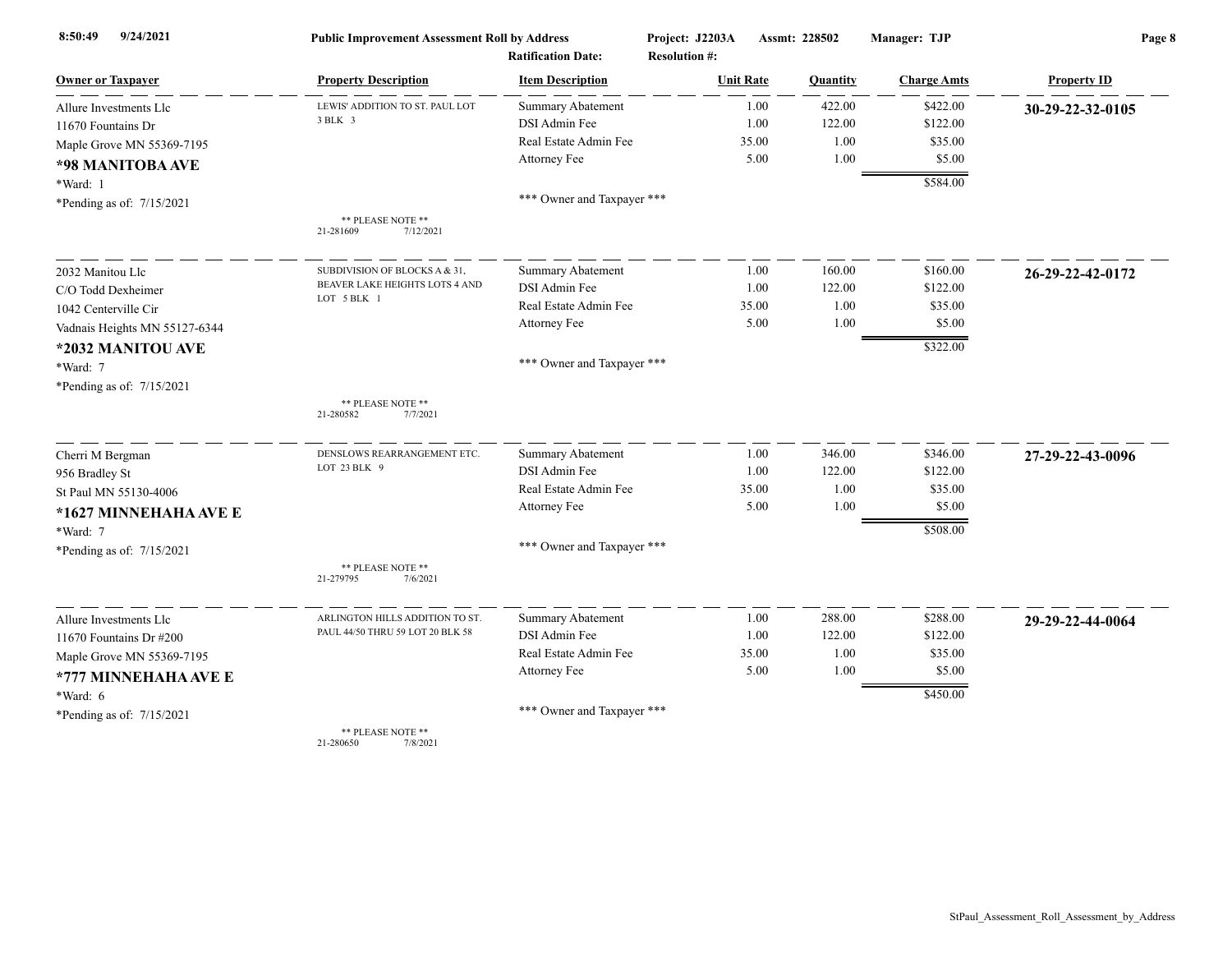**Public Improvement Assessment Roll by Address** — Project: J2203A — Assmt: 228502 — Manager: TJP
Ratification Date: — Resolution #:

| Owner or Taxpayer | Property Description | Item Description | Unit Rate | Quantity | Charge Amts | Property ID |
|---|---|---|---|---|---|---|
| Allure Investments Llc | LEWIS' ADDITION TO ST. PAUL LOT 3 BLK 3 | Summary Abatement | 1.00 | 422.00 | $422.00 | **30-29-22-32-0105** |
| 11670 Fountains Dr | | DSI Admin Fee | 1.00 | 122.00 | $122.00 | |
| Maple Grove MN 55369-7195 | | Real Estate Admin Fee | 35.00 | 1.00 | $35.00 | |
| **\*98 MANITOBA AVE** | | Attorney Fee | 5.00 | 1.00 | $5.00 | |
| \*Ward: 1 | | | | | $584.00 | |
| \*Pending as of: 7/15/2021 | ** PLEASE NOTE ** 21-281609 7/12/2021 | *** Owner and Taxpayer *** | | | | |
| 2032 Manitou Llc | SUBDIVISION OF BLOCKS A & 31, BEAVER LAKE HEIGHTS LOTS 4 AND LOT 5 BLK 1 | Summary Abatement | 1.00 | 160.00 | $160.00 | **26-29-22-42-0172** |
| C/O Todd Dexheimer | | DSI Admin Fee | 1.00 | 122.00 | $122.00 | |
| 1042 Centerville Cir | | Real Estate Admin Fee | 35.00 | 1.00 | $35.00 | |
| Vadnais Heights MN 55127-6344 | | Attorney Fee | 5.00 | 1.00 | $5.00 | |
| **\*2032 MANITOU AVE** | | | | | $322.00 | |
| \*Ward: 7 | | *** Owner and Taxpayer *** | | | | |
| \*Pending as of: 7/15/2021 | ** PLEASE NOTE ** 21-280582 7/7/2021 | | | | | |
| Cherri M Bergman | DENSLOWS REARRANGEMENT ETC. LOT 23 BLK 9 | Summary Abatement | 1.00 | 346.00 | $346.00 | **27-29-22-43-0096** |
| 956 Bradley St | | DSI Admin Fee | 1.00 | 122.00 | $122.00 | |
| St Paul MN 55130-4006 | | Real Estate Admin Fee | 35.00 | 1.00 | $35.00 | |
| **\*1627 MINNEHAHA AVE E** | | Attorney Fee | 5.00 | 1.00 | $5.00 | |
| \*Ward: 7 | | | | | $508.00 | |
| \*Pending as of: 7/15/2021 | ** PLEASE NOTE ** 21-279795 7/6/2021 | *** Owner and Taxpayer *** | | | | |
| Allure Investments Llc | ARLINGTON HILLS ADDITION TO ST. PAUL 44/50 THRU 59 LOT 20 BLK 58 | Summary Abatement | 1.00 | 288.00 | $288.00 | **29-29-22-44-0064** |
| 11670 Fountains Dr #200 | | DSI Admin Fee | 1.00 | 122.00 | $122.00 | |
| Maple Grove MN 55369-7195 | | Real Estate Admin Fee | 35.00 | 1.00 | $35.00 | |
| **\*777 MINNEHAHA AVE E** | | Attorney Fee | 5.00 | 1.00 | $5.00 | |
| \*Ward: 6 | | | | | $450.00 | |
| \*Pending as of: 7/15/2021 | ** PLEASE NOTE ** 21-280650 7/8/2021 | *** Owner and Taxpayer *** | | | | |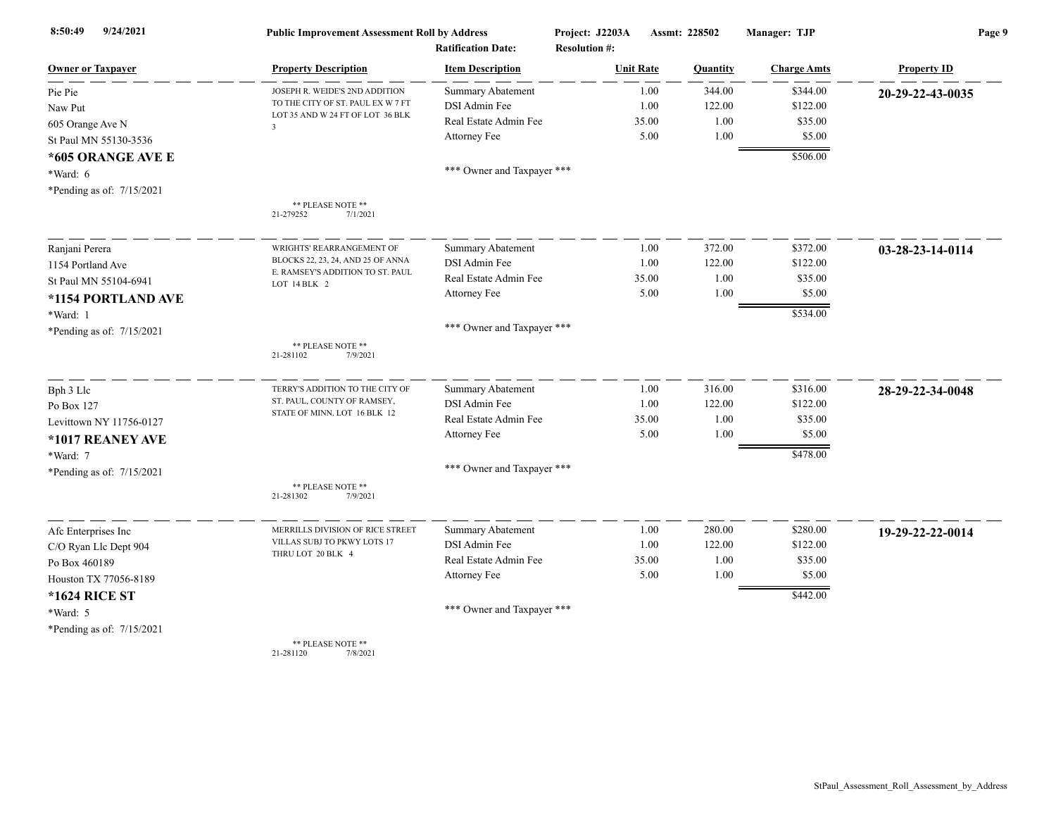8:50:49 9/24/2021 **Public Improvement Assessment Roll by Address** Project: J2203A Assmt: 228502 Manager: TJP

Ratification Date: Resolution #:

| Owner or Taxpayer | Property Description | Item Description | Unit Rate | Quantity | Charge Amts | Property ID |
|---|---|---|---|---|---|---|
| Pie Pie<br>Naw Put<br>605 Orange Ave N<br>St Paul MN 55130-3536<br>**\*605 ORANGE AVE E**<br>\*Ward: 6<br>\*Pending as of: 7/15/2021 | JOSEPH R. WEIDE'S 2ND ADDITION TO THE CITY OF ST. PAUL EX W 7 FT LOT 35 AND W 24 FT OF LOT 36 BLK 3<br>** PLEASE NOTE **<br>21-279252 7/1/2021 | Summary Abatement<br>DSI Admin Fee<br>Real Estate Admin Fee<br>Attorney Fee<br><br>*** Owner and Taxpayer *** | 1.00<br>1.00<br>35.00<br>5.00 | 344.00<br>122.00<br>1.00<br>1.00 | $344.00<br>$122.00<br>$35.00<br>$5.00<br>$506.00 | **20-29-22-43-0035** |
| Ranjani Perera<br>1154 Portland Ave<br>St Paul MN 55104-6941<br>**\*1154 PORTLAND AVE**<br>\*Ward: 1<br>\*Pending as of: 7/15/2021 | WRIGHTS' REARRANGEMENT OF BLOCKS 22, 23, 24, AND 25 OF ANNA E. RAMSEY'S ADDITION TO ST. PAUL LOT 14 BLK 2<br>** PLEASE NOTE **<br>21-281102 7/9/2021 | Summary Abatement<br>DSI Admin Fee<br>Real Estate Admin Fee<br>Attorney Fee<br><br>*** Owner and Taxpayer *** | 1.00<br>1.00<br>35.00<br>5.00 | 372.00<br>122.00<br>1.00<br>1.00 | $372.00<br>$122.00<br>$35.00<br>$5.00<br>$534.00 | **03-28-23-14-0114** |
| Bph 3 Llc<br>Po Box 127<br>Levittown NY 11756-0127<br>**\*1017 REANEY AVE**<br>\*Ward: 7<br>\*Pending as of: 7/15/2021 | TERRY'S ADDITION TO THE CITY OF ST. PAUL, COUNTY OF RAMSEY, STATE OF MINN. LOT 16 BLK 12<br>** PLEASE NOTE **<br>21-281302 7/9/2021 | Summary Abatement<br>DSI Admin Fee<br>Real Estate Admin Fee<br>Attorney Fee<br><br>*** Owner and Taxpayer *** | 1.00<br>1.00<br>35.00<br>5.00 | 316.00<br>122.00<br>1.00<br>1.00 | $316.00<br>$122.00<br>$35.00<br>$5.00<br>$478.00 | **28-29-22-34-0048** |
| Afc Enterprises Inc<br>C/O Ryan Llc Dept 904<br>Po Box 460189<br>Houston TX 77056-8189<br>**\*1624 RICE ST**<br>\*Ward: 5<br>\*Pending as of: 7/15/2021 | MERRILLS DIVISION OF RICE STREET VILLAS SUBJ TO PKWY LOTS 17 THRU LOT 20 BLK 4<br>** PLEASE NOTE **<br>21-281120 7/8/2021 | Summary Abatement<br>DSI Admin Fee<br>Real Estate Admin Fee<br>Attorney Fee<br><br>*** Owner and Taxpayer *** | 1.00<br>1.00<br>35.00<br>5.00 | 280.00<br>122.00<br>1.00<br>1.00 | $280.00<br>$122.00<br>$35.00<br>$5.00<br>$442.00 | **19-29-22-22-0014** |

StPaul_Assessment_Roll_Assessment_by_Address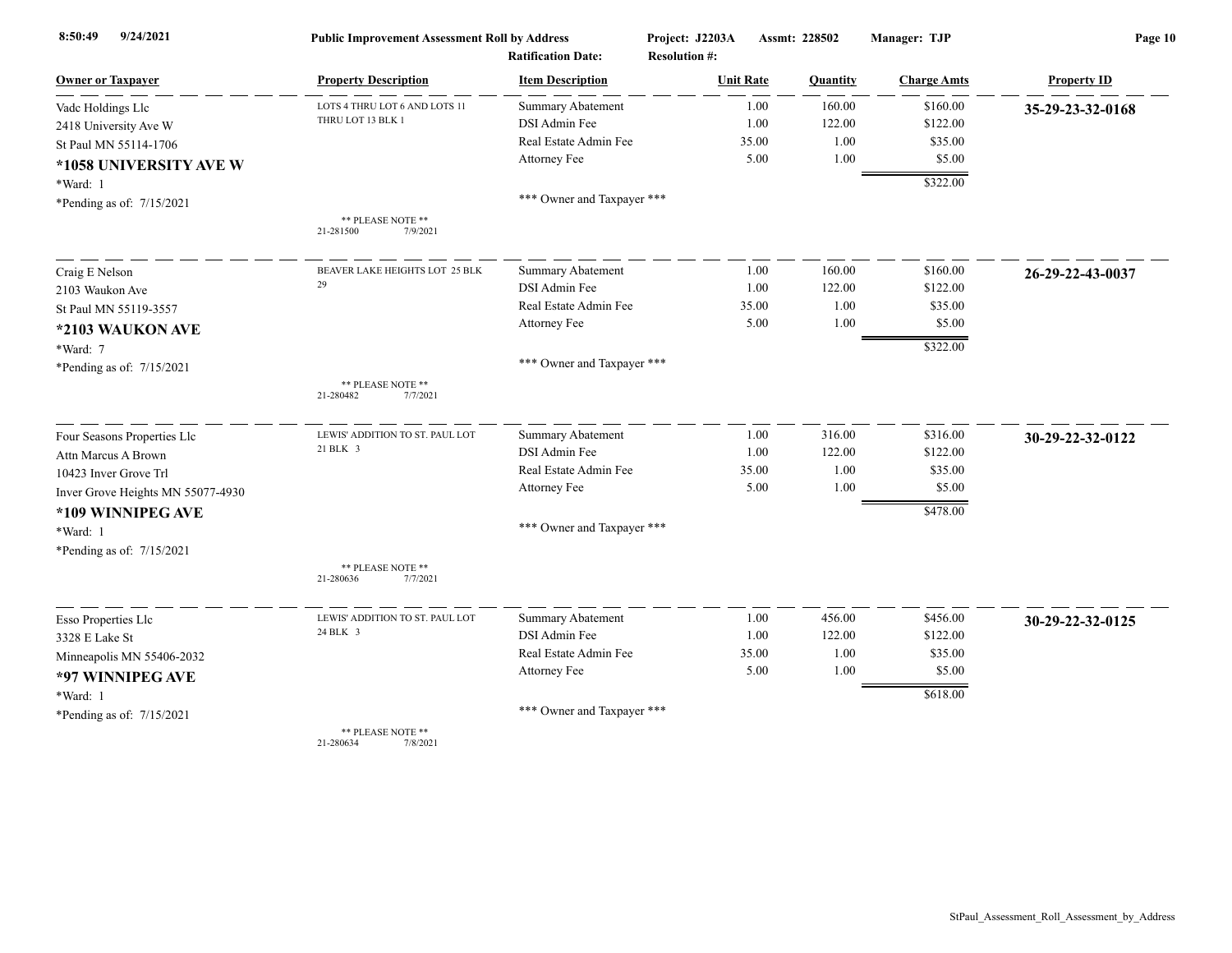**Public Improvement Assessment Roll by Address** — Project: J2203A — Assmt: 228502 — Manager: TJP

Ratification Date: — Resolution #:

| Owner or Taxpayer | Property Description | Item Description | Unit Rate | Quantity | Charge Amts | Property ID |
|---|---|---|---|---|---|---|
| Vadc Holdings Llc | LOTS 4 THRU LOT 6 AND LOTS 11 THRU LOT 13 BLK 1 | Summary Abatement | 1.00 | 160.00 | $160.00 | **35-29-23-32-0168** |
| 2418 University Ave W | | DSI Admin Fee | 1.00 | 122.00 | $122.00 | |
| St Paul MN 55114-1706 | | Real Estate Admin Fee | 35.00 | 1.00 | $35.00 | |
| **\*1058 UNIVERSITY AVE W** | | Attorney Fee | 5.00 | 1.00 | $5.00 | |
| \*Ward: 1 | | | | | $322.00 | |
| \*Pending as of: 7/15/2021 | ** PLEASE NOTE ** 21-281500 7/9/2021 | *** Owner and Taxpayer *** | | | | |
| Craig E Nelson | BEAVER LAKE HEIGHTS LOT 25 BLK 29 | Summary Abatement | 1.00 | 160.00 | $160.00 | **26-29-22-43-0037** |
| 2103 Waukon Ave | | DSI Admin Fee | 1.00 | 122.00 | $122.00 | |
| St Paul MN 55119-3557 | | Real Estate Admin Fee | 35.00 | 1.00 | $35.00 | |
| **\*2103 WAUKON AVE** | | Attorney Fee | 5.00 | 1.00 | $5.00 | |
| \*Ward: 7 | | | | | $322.00 | |
| \*Pending as of: 7/15/2021 | ** PLEASE NOTE ** 21-280482 7/7/2021 | *** Owner and Taxpayer *** | | | | |
| Four Seasons Properties Llc | LEWIS' ADDITION TO ST. PAUL LOT 21 BLK 3 | Summary Abatement | 1.00 | 316.00 | $316.00 | **30-29-22-32-0122** |
| Attn Marcus A Brown | | DSI Admin Fee | 1.00 | 122.00 | $122.00 | |
| 10423 Inver Grove Trl | | Real Estate Admin Fee | 35.00 | 1.00 | $35.00 | |
| Inver Grove Heights MN 55077-4930 | | Attorney Fee | 5.00 | 1.00 | $5.00 | |
| **\*109 WINNIPEG AVE** | | | | | $478.00 | |
| \*Ward: 1 | | *** Owner and Taxpayer *** | | | | |
| \*Pending as of: 7/15/2021 | ** PLEASE NOTE ** 21-280636 7/7/2021 | | | | | |
| Esso Properties Llc | LEWIS' ADDITION TO ST. PAUL LOT 24 BLK 3 | Summary Abatement | 1.00 | 456.00 | $456.00 | **30-29-22-32-0125** |
| 3328 E Lake St | | DSI Admin Fee | 1.00 | 122.00 | $122.00 | |
| Minneapolis MN 55406-2032 | | Real Estate Admin Fee | 35.00 | 1.00 | $35.00 | |
| **\*97 WINNIPEG AVE** | | Attorney Fee | 5.00 | 1.00 | $5.00 | |
| \*Ward: 1 | | | | | $618.00 | |
| \*Pending as of: 7/15/2021 | ** PLEASE NOTE ** 21-280634 7/8/2021 | *** Owner and Taxpayer *** | | | | |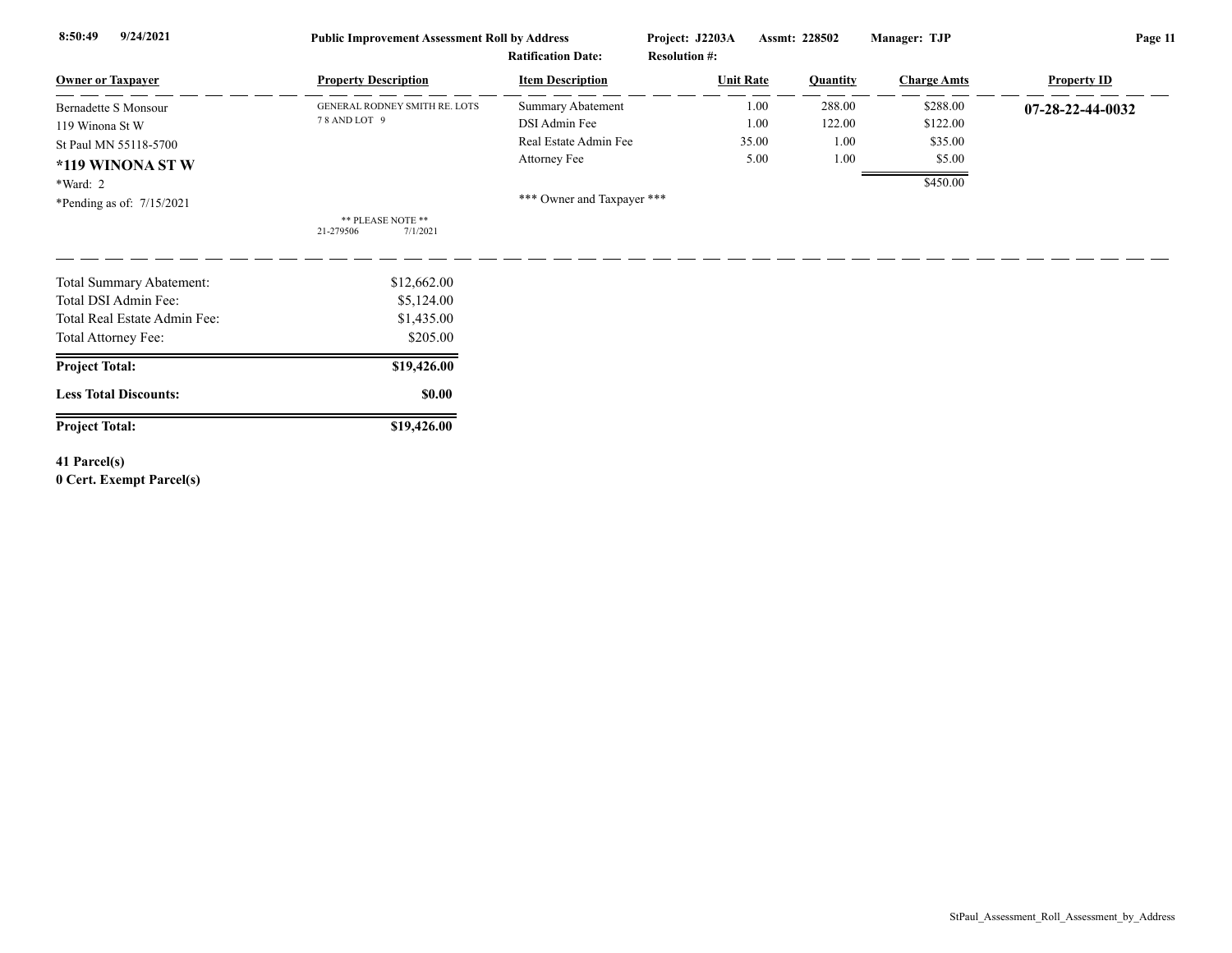8:50:49 9/24/2021 **Public Improvement Assessment Roll by Address** **Project: J2203A** **Assmt: 228502** **Manager: TJP**

**Ratification Date:** **Resolution #:**

| Owner or Taxpayer | Property Description | Item Description | Unit Rate | Quantity | Charge Amts | Property ID |
|---|---|---|---|---|---|---|
| Bernadette S Monsour | GENERAL RODNEY SMITH RE. LOTS 7 8 AND LOT 9 | Summary Abatement | 1.00 | 288.00 | $288.00 | **07-28-22-44-0032** |
| 119 Winona St W | | DSI Admin Fee | 1.00 | 122.00 | $122.00 | |
| St Paul MN 55118-5700 | | Real Estate Admin Fee | 35.00 | 1.00 | $35.00 | |
| **\*119 WINONA ST W** | | Attorney Fee | 5.00 | 1.00 | $5.00 | |
| \*Ward: 2 | | | | | $450.00 | |
| \*Pending as of: 7/15/2021 | | \*\*\* Owner and Taxpayer \*\*\* | | | | |
| | \*\* PLEASE NOTE \*\* 21-279506 7/1/2021 | | | | | |

| | |
|---|---|
| Total Summary Abatement: | $12,662.00 |
| Total DSI Admin Fee: | $5,124.00 |
| Total Real Estate Admin Fee: | $1,435.00 |
| Total Attorney Fee: | $205.00 |
| **Project Total:** | **$19,426.00** |
| **Less Total Discounts:** | **$0.00** |
| **Project Total:** | **$19,426.00** |

**41 Parcel(s)**
**0 Cert. Exempt Parcel(s)**

StPaul_Assessment_Roll_Assessment_by_Address